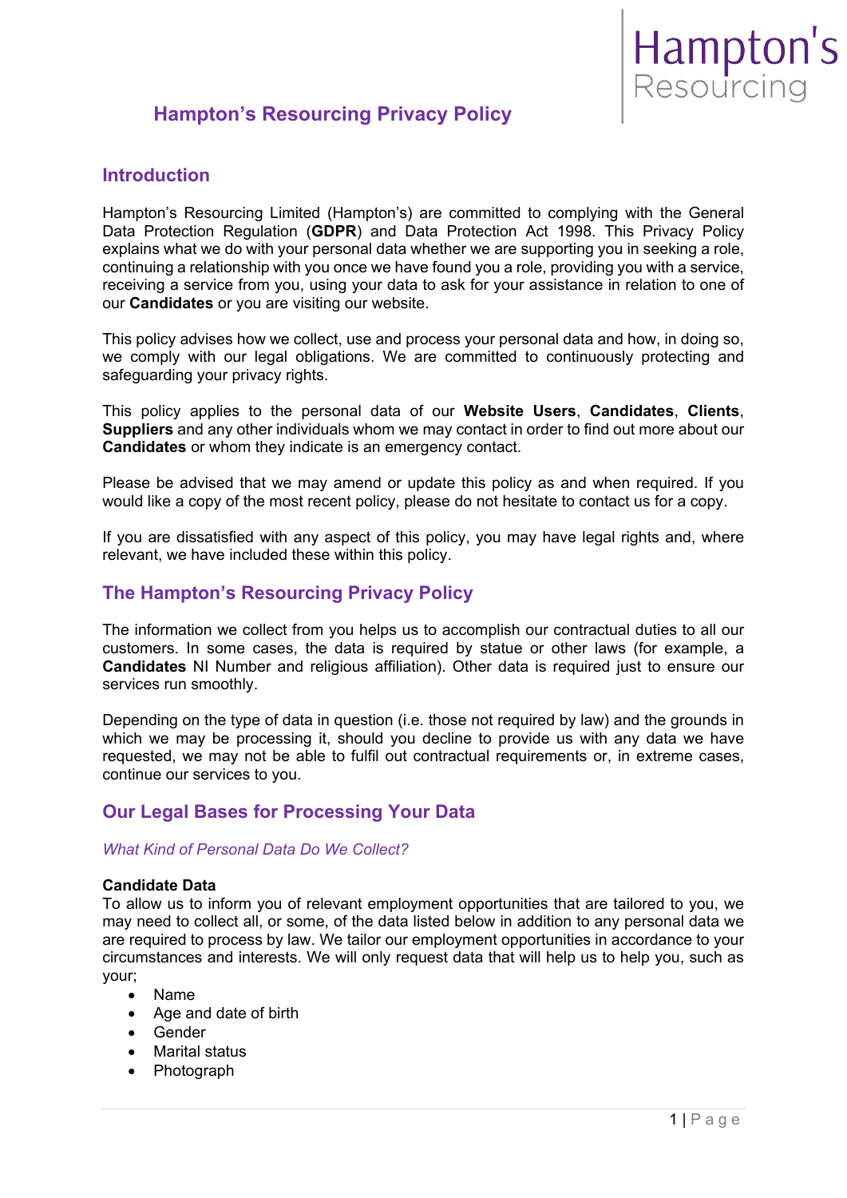# Hampton's Resourcing Privacy Policy

## Introduction

Hampton's Resourcing Limited (Hampton's) are committed to complying with the General Data Protection Regulation (**GDPR**) and Data Protection Act 1998. This Privacy Policy explains what we do with your personal data whether we are supporting you in seeking a role, continuing a relationship with you once we have found you a role, providing you with a service, receiving a service from you, using your data to ask for your assistance in relation to one of our **Candidates** or you are visiting our website.

This policy advises how we collect, use and process your personal data and how, in doing so, we comply with our legal obligations. We are committed to continuously protecting and safeguarding your privacy rights.

This policy applies to the personal data of our **Website Users**, **Candidates**, **Clients**, **Suppliers** and any other individuals whom we may contact in order to find out more about our **Candidates** or whom they indicate is an emergency contact.

Please be advised that we may amend or update this policy as and when required. If you would like a copy of the most recent policy, please do not hesitate to contact us for a copy.

If you are dissatisfied with any aspect of this policy, you may have legal rights and, where relevant, we have included these within this policy.

## The Hampton's Resourcing Privacy Policy

The information we collect from you helps us to accomplish our contractual duties to all our customers. In some cases, the data is required by statue or other laws (for example, a **Candidates** NI Number and religious affiliation). Other data is required just to ensure our services run smoothly.

Depending on the type of data in question (i.e. those not required by law) and the grounds in which we may be processing it, should you decline to provide us with any data we have requested, we may not be able to fulfil out contractual requirements or, in extreme cases, continue our services to you.

## Our Legal Bases for Processing Your Data

### *What Kind of Personal Data Do We Collect?*

**Candidate Data**
To allow us to inform you of relevant employment opportunities that are tailored to you, we may need to collect all, or some, of the data listed below in addition to any personal data we are required to process by law. We tailor our employment opportunities in accordance to your circumstances and interests. We will only request data that will help us to help you, such as your;

- Name
- Age and date of birth
- Gender
- Marital status
- Photograph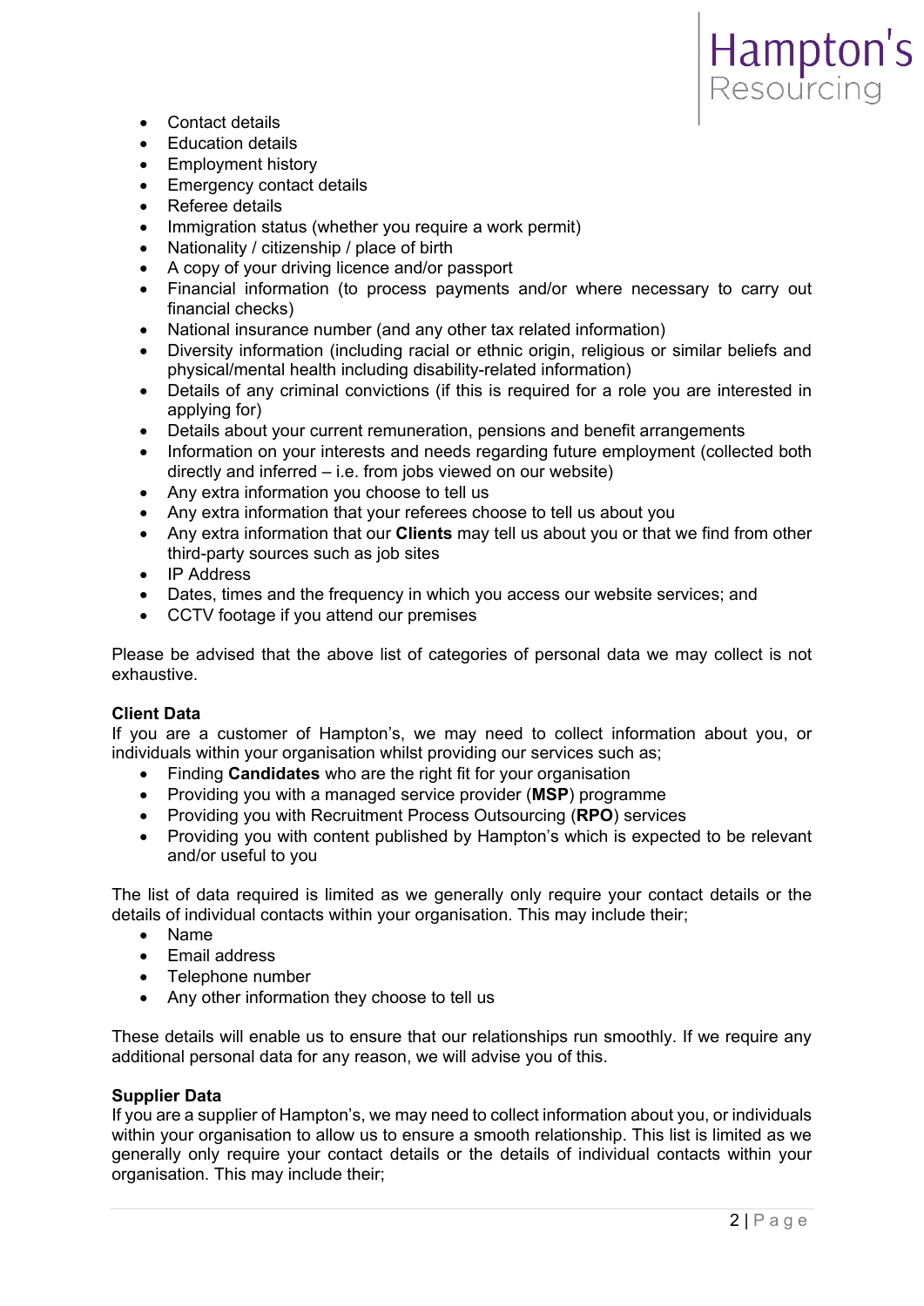- Contact details
- Education details
- Employment history
- Emergency contact details
- Referee details
- Immigration status (whether you require a work permit)
- Nationality / citizenship / place of birth
- A copy of your driving licence and/or passport
- Financial information (to process payments and/or where necessary to carry out financial checks)
- National insurance number (and any other tax related information)
- Diversity information (including racial or ethnic origin, religious or similar beliefs and physical/mental health including disability-related information)
- Details of any criminal convictions (if this is required for a role you are interested in applying for)
- Details about your current remuneration, pensions and benefit arrangements
- Information on your interests and needs regarding future employment (collected both directly and inferred – i.e. from jobs viewed on our website)
- Any extra information you choose to tell us
- Any extra information that your referees choose to tell us about you
- Any extra information that our **Clients** may tell us about you or that we find from other third-party sources such as job sites
- IP Address
- Dates, times and the frequency in which you access our website services; and
- CCTV footage if you attend our premises

Please be advised that the above list of categories of personal data we may collect is not exhaustive.

**Client Data**
If you are a customer of Hampton's, we may need to collect information about you, or individuals within your organisation whilst providing our services such as;

- Finding **Candidates** who are the right fit for your organisation
- Providing you with a managed service provider (**MSP**) programme
- Providing you with Recruitment Process Outsourcing (**RPO**) services
- Providing you with content published by Hampton's which is expected to be relevant and/or useful to you

The list of data required is limited as we generally only require your contact details or the details of individual contacts within your organisation. This may include their;

- Name
- Email address
- Telephone number
- Any other information they choose to tell us

These details will enable us to ensure that our relationships run smoothly. If we require any additional personal data for any reason, we will advise you of this.

**Supplier Data**
If you are a supplier of Hampton's, we may need to collect information about you, or individuals within your organisation to allow us to ensure a smooth relationship. This list is limited as we generally only require your contact details or the details of individual contacts within your organisation. This may include their;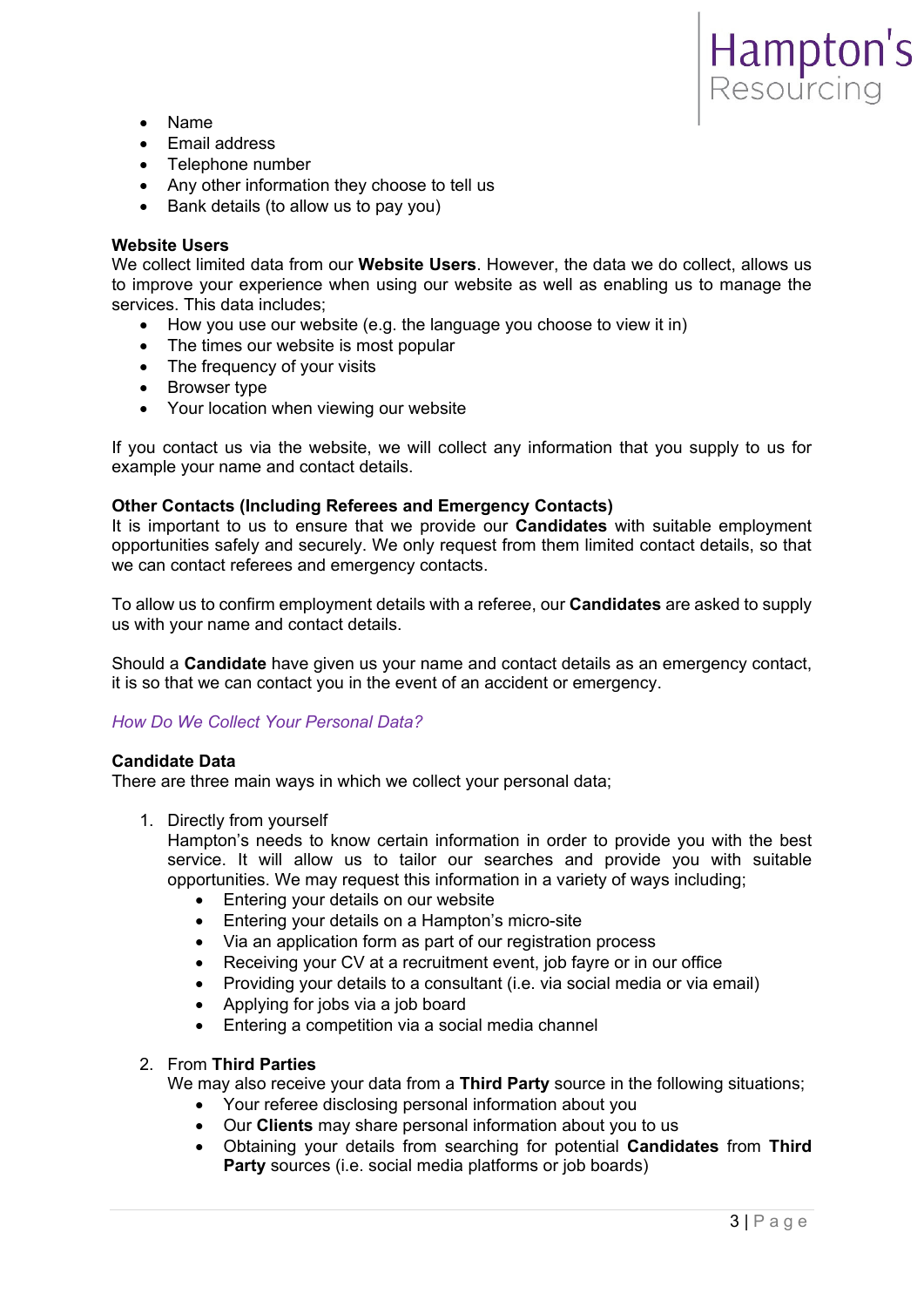- Name
- Email address
- Telephone number
- Any other information they choose to tell us
- Bank details (to allow us to pay you)

**Website Users**
We collect limited data from our **Website Users**. However, the data we do collect, allows us to improve your experience when using our website as well as enabling us to manage the services. This data includes;

- How you use our website (e.g. the language you choose to view it in)
- The times our website is most popular
- The frequency of your visits
- Browser type
- Your location when viewing our website

If you contact us via the website, we will collect any information that you supply to us for example your name and contact details.

**Other Contacts (Including Referees and Emergency Contacts)**
It is important to us to ensure that we provide our **Candidates** with suitable employment opportunities safely and securely. We only request from them limited contact details, so that we can contact referees and emergency contacts.

To allow us to confirm employment details with a referee, our **Candidates** are asked to supply us with your name and contact details.

Should a **Candidate** have given us your name and contact details as an emergency contact, it is so that we can contact you in the event of an accident or emergency.

### *How Do We Collect Your Personal Data?*

**Candidate Data**
There are three main ways in which we collect your personal data;

1. Directly from yourself
   Hampton's needs to know certain information in order to provide you with the best service. It will allow us to tailor our searches and provide you with suitable opportunities. We may request this information in a variety of ways including;
   - Entering your details on our website
   - Entering your details on a Hampton's micro-site
   - Via an application form as part of our registration process
   - Receiving your CV at a recruitment event, job fayre or in our office
   - Providing your details to a consultant (i.e. via social media or via email)
   - Applying for jobs via a job board
   - Entering a competition via a social media channel

2. From **Third Parties**
   We may also receive your data from a **Third Party** source in the following situations;
   - Your referee disclosing personal information about you
   - Our **Clients** may share personal information about you to us
   - Obtaining your details from searching for potential **Candidates** from **Third Party** sources (i.e. social media platforms or job boards)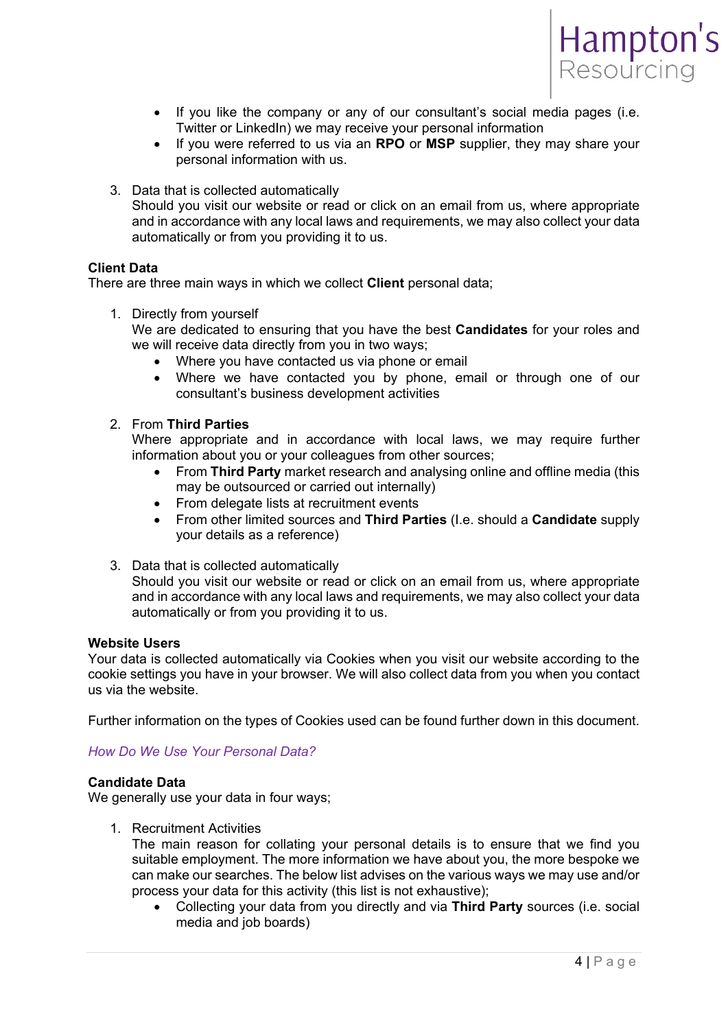- If you like the company or any of our consultant's social media pages (i.e. Twitter or LinkedIn) we may receive your personal information
- If you were referred to us via an **RPO** or **MSP** supplier, they may share your personal information with us.

3. Data that is collected automatically
   Should you visit our website or read or click on an email from us, where appropriate and in accordance with any local laws and requirements, we may also collect your data automatically or from you providing it to us.

**Client Data**
There are three main ways in which we collect **Client** personal data;

1. Directly from yourself
   We are dedicated to ensuring that you have the best **Candidates** for your roles and we will receive data directly from you in two ways;
   - Where you have contacted us via phone or email
   - Where we have contacted you by phone, email or through one of our consultant's business development activities

2. From **Third Parties**
   Where appropriate and in accordance with local laws, we may require further information about you or your colleagues from other sources;
   - From **Third Party** market research and analysing online and offline media (this may be outsourced or carried out internally)
   - From delegate lists at recruitment events
   - From other limited sources and **Third Parties** (I.e. should a **Candidate** supply your details as a reference)

3. Data that is collected automatically
   Should you visit our website or read or click on an email from us, where appropriate and in accordance with any local laws and requirements, we may also collect your data automatically or from you providing it to us.

**Website Users**
Your data is collected automatically via Cookies when you visit our website according to the cookie settings you have in your browser. We will also collect data from you when you contact us via the website.

Further information on the types of Cookies used can be found further down in this document.

## *How Do We Use Your Personal Data?*

**Candidate Data**
We generally use your data in four ways;

1. Recruitment Activities
   The main reason for collating your personal details is to ensure that we find you suitable employment. The more information we have about you, the more bespoke we can make our searches. The below list advises on the various ways we may use and/or process your data for this activity (this list is not exhaustive);
   - Collecting your data from you directly and via **Third Party** sources (i.e. social media and job boards)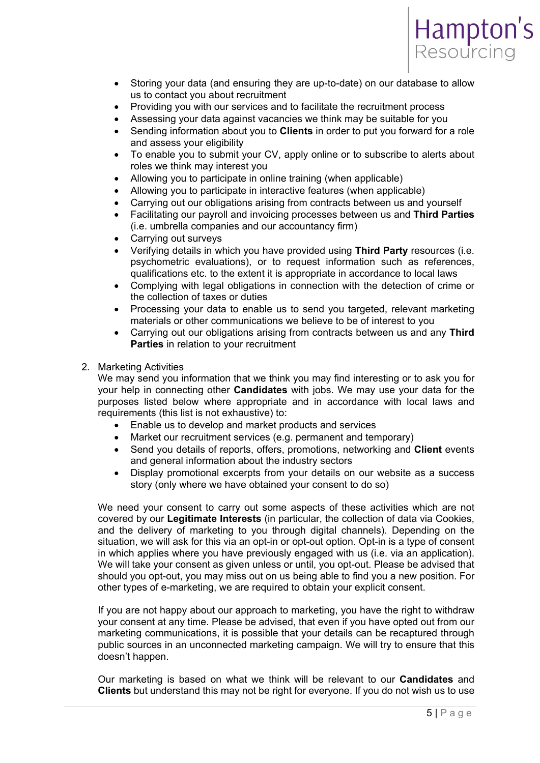- Storing your data (and ensuring they are up-to-date) on our database to allow us to contact you about recruitment
- Providing you with our services and to facilitate the recruitment process
- Assessing your data against vacancies we think may be suitable for you
- Sending information about you to **Clients** in order to put you forward for a role and assess your eligibility
- To enable you to submit your CV, apply online or to subscribe to alerts about roles we think may interest you
- Allowing you to participate in online training (when applicable)
- Allowing you to participate in interactive features (when applicable)
- Carrying out our obligations arising from contracts between us and yourself
- Facilitating our payroll and invoicing processes between us and **Third Parties** (i.e. umbrella companies and our accountancy firm)
- Carrying out surveys
- Verifying details in which you have provided using **Third Party** resources (i.e. psychometric evaluations), or to request information such as references, qualifications etc. to the extent it is appropriate in accordance to local laws
- Complying with legal obligations in connection with the detection of crime or the collection of taxes or duties
- Processing your data to enable us to send you targeted, relevant marketing materials or other communications we believe to be of interest to you
- Carrying out our obligations arising from contracts between us and any **Third Parties** in relation to your recruitment

2. Marketing Activities
   We may send you information that we think you may find interesting or to ask you for your help in connecting other **Candidates** with jobs. We may use your data for the purposes listed below where appropriate and in accordance with local laws and requirements (this list is not exhaustive) to:
   - Enable us to develop and market products and services
   - Market our recruitment services (e.g. permanent and temporary)
   - Send you details of reports, offers, promotions, networking and **Client** events and general information about the industry sectors
   - Display promotional excerpts from your details on our website as a success story (only where we have obtained your consent to do so)

   We need your consent to carry out some aspects of these activities which are not covered by our **Legitimate Interests** (in particular, the collection of data via Cookies, and the delivery of marketing to you through digital channels). Depending on the situation, we will ask for this via an opt-in or opt-out option. Opt-in is a type of consent in which applies where you have previously engaged with us (i.e. via an application). We will take your consent as given unless or until, you opt-out. Please be advised that should you opt-out, you may miss out on us being able to find you a new position. For other types of e-marketing, we are required to obtain your explicit consent.

   If you are not happy about our approach to marketing, you have the right to withdraw your consent at any time. Please be advised, that even if you have opted out from our marketing communications, it is possible that your details can be recaptured through public sources in an unconnected marketing campaign. We will try to ensure that this doesn't happen.

   Our marketing is based on what we think will be relevant to our **Candidates** and **Clients** but understand this may not be right for everyone. If you do not wish us to use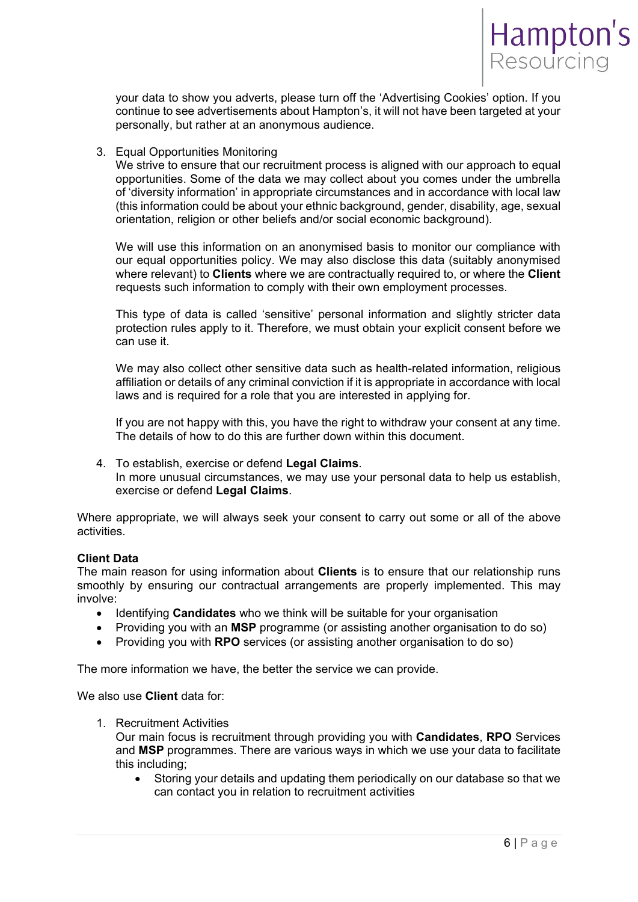your data to show you adverts, please turn off the 'Advertising Cookies' option. If you continue to see advertisements about Hampton's, it will not have been targeted at your personally, but rather at an anonymous audience.

3. Equal Opportunities Monitoring
   We strive to ensure that our recruitment process is aligned with our approach to equal opportunities. Some of the data we may collect about you comes under the umbrella of 'diversity information' in appropriate circumstances and in accordance with local law (this information could be about your ethnic background, gender, disability, age, sexual orientation, religion or other beliefs and/or social economic background).

   We will use this information on an anonymised basis to monitor our compliance with our equal opportunities policy. We may also disclose this data (suitably anonymised where relevant) to **Clients** where we are contractually required to, or where the **Client** requests such information to comply with their own employment processes.

   This type of data is called 'sensitive' personal information and slightly stricter data protection rules apply to it. Therefore, we must obtain your explicit consent before we can use it.

   We may also collect other sensitive data such as health-related information, religious affiliation or details of any criminal conviction if it is appropriate in accordance with local laws and is required for a role that you are interested in applying for.

   If you are not happy with this, you have the right to withdraw your consent at any time. The details of how to do this are further down within this document.

4. To establish, exercise or defend **Legal Claims**.
   In more unusual circumstances, we may use your personal data to help us establish, exercise or defend **Legal Claims**.

Where appropriate, we will always seek your consent to carry out some or all of the above activities.

**Client Data**

The main reason for using information about **Clients** is to ensure that our relationship runs smoothly by ensuring our contractual arrangements are properly implemented. This may involve:

- Identifying **Candidates** who we think will be suitable for your organisation
- Providing you with an **MSP** programme (or assisting another organisation to do so)
- Providing you with **RPO** services (or assisting another organisation to do so)

The more information we have, the better the service we can provide.

We also use **Client** data for:

1. Recruitment Activities
   Our main focus is recruitment through providing you with **Candidates**, **RPO** Services and **MSP** programmes. There are various ways in which we use your data to facilitate this including;
   - Storing your details and updating them periodically on our database so that we can contact you in relation to recruitment activities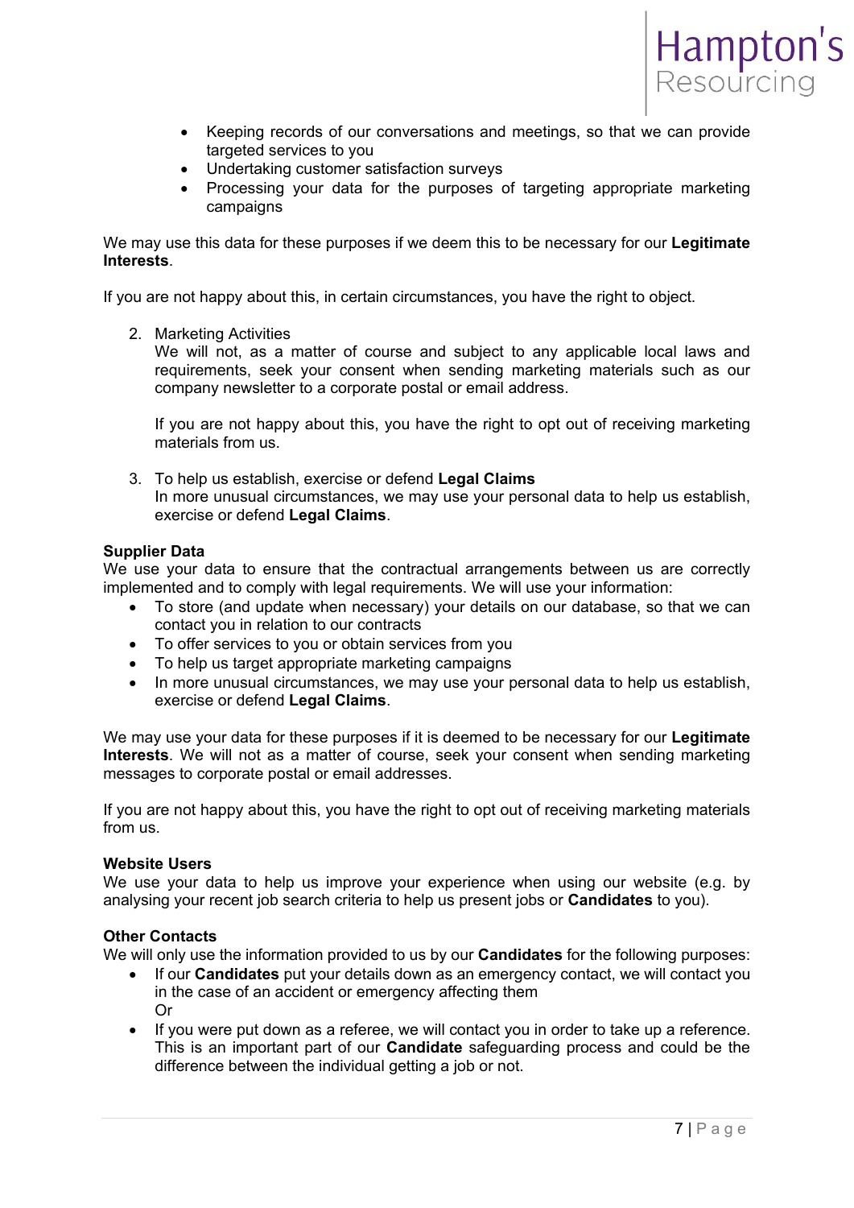- Keeping records of our conversations and meetings, so that we can provide targeted services to you
- Undertaking customer satisfaction surveys
- Processing your data for the purposes of targeting appropriate marketing campaigns

We may use this data for these purposes if we deem this to be necessary for our **Legitimate Interests**.

If you are not happy about this, in certain circumstances, you have the right to object.

2. Marketing Activities
   We will not, as a matter of course and subject to any applicable local laws and requirements, seek your consent when sending marketing materials such as our company newsletter to a corporate postal or email address.

   If you are not happy about this, you have the right to opt out of receiving marketing materials from us.

3. To help us establish, exercise or defend **Legal Claims**
   In more unusual circumstances, we may use your personal data to help us establish, exercise or defend **Legal Claims**.

**Supplier Data**
We use your data to ensure that the contractual arrangements between us are correctly implemented and to comply with legal requirements. We will use your information:

- To store (and update when necessary) your details on our database, so that we can contact you in relation to our contracts
- To offer services to you or obtain services from you
- To help us target appropriate marketing campaigns
- In more unusual circumstances, we may use your personal data to help us establish, exercise or defend **Legal Claims**.

We may use your data for these purposes if it is deemed to be necessary for our **Legitimate Interests**. We will not as a matter of course, seek your consent when sending marketing messages to corporate postal or email addresses.

If you are not happy about this, you have the right to opt out of receiving marketing materials from us.

**Website Users**
We use your data to help us improve your experience when using our website (e.g. by analysing your recent job search criteria to help us present jobs or **Candidates** to you).

**Other Contacts**
We will only use the information provided to us by our **Candidates** for the following purposes:

- If our **Candidates** put your details down as an emergency contact, we will contact you in the case of an accident or emergency affecting them
  Or
- If you were put down as a referee, we will contact you in order to take up a reference. This is an important part of our **Candidate** safeguarding process and could be the difference between the individual getting a job or not.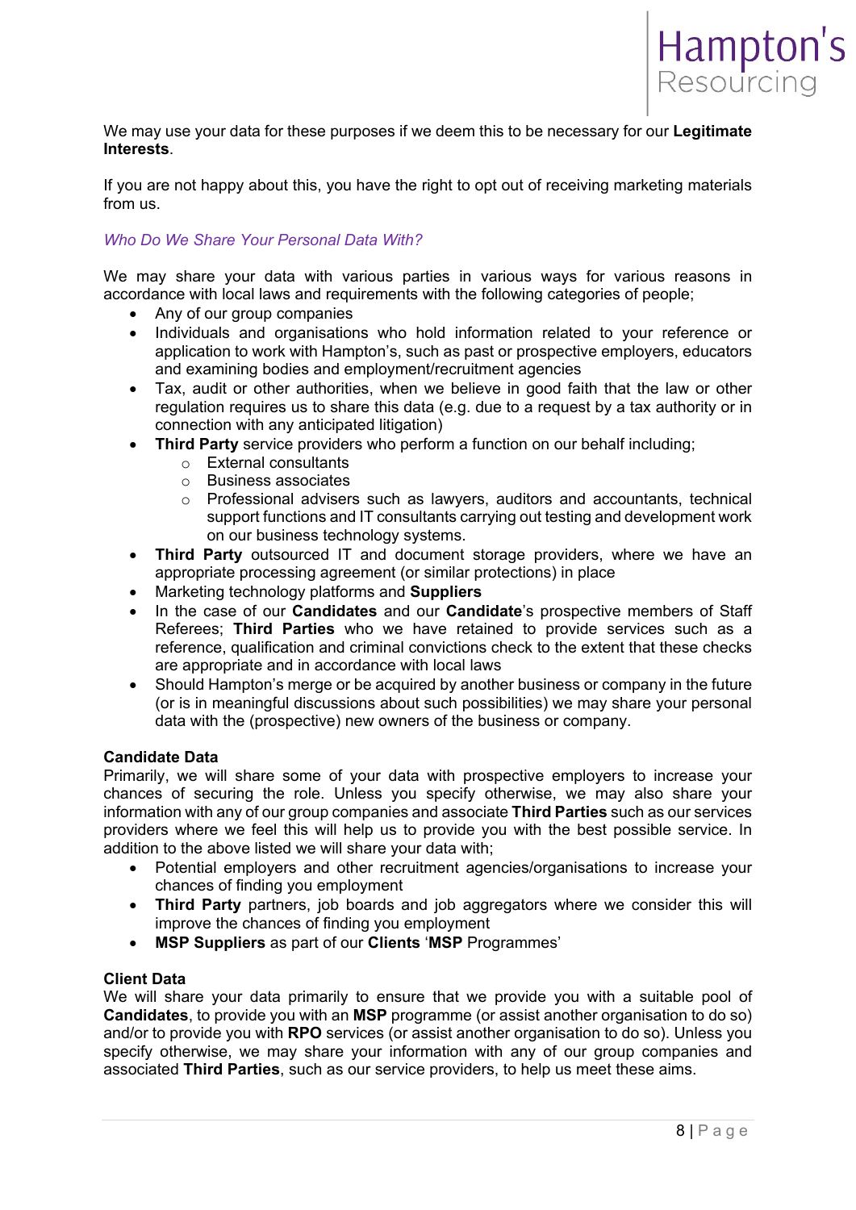We may use your data for these purposes if we deem this to be necessary for our **Legitimate Interests**.

If you are not happy about this, you have the right to opt out of receiving marketing materials from us.

### *Who Do We Share Your Personal Data With?*

We may share your data with various parties in various ways for various reasons in accordance with local laws and requirements with the following categories of people;

- Any of our group companies
- Individuals and organisations who hold information related to your reference or application to work with Hampton's, such as past or prospective employers, educators and examining bodies and employment/recruitment agencies
- Tax, audit or other authorities, when we believe in good faith that the law or other regulation requires us to share this data (e.g. due to a request by a tax authority or in connection with any anticipated litigation)
- **Third Party** service providers who perform a function on our behalf including;
    - External consultants
    - Business associates
    - Professional advisers such as lawyers, auditors and accountants, technical support functions and IT consultants carrying out testing and development work on our business technology systems.
- **Third Party** outsourced IT and document storage providers, where we have an appropriate processing agreement (or similar protections) in place
- Marketing technology platforms and **Suppliers**
- In the case of our **Candidates** and our **Candidate**'s prospective members of Staff Referees; **Third Parties** who we have retained to provide services such as a reference, qualification and criminal convictions check to the extent that these checks are appropriate and in accordance with local laws
- Should Hampton's merge or be acquired by another business or company in the future (or is in meaningful discussions about such possibilities) we may share your personal data with the (prospective) new owners of the business or company.

**Candidate Data**

Primarily, we will share some of your data with prospective employers to increase your chances of securing the role. Unless you specify otherwise, we may also share your information with any of our group companies and associate **Third Parties** such as our services providers where we feel this will help us to provide you with the best possible service. In addition to the above listed we will share your data with;

- Potential employers and other recruitment agencies/organisations to increase your chances of finding you employment
- **Third Party** partners, job boards and job aggregators where we consider this will improve the chances of finding you employment
- **MSP Suppliers** as part of our **Clients** '**MSP** Programmes'

**Client Data**

We will share your data primarily to ensure that we provide you with a suitable pool of **Candidates**, to provide you with an **MSP** programme (or assist another organisation to do so) and/or to provide you with **RPO** services (or assist another organisation to do so). Unless you specify otherwise, we may share your information with any of our group companies and associated **Third Parties**, such as our service providers, to help us meet these aims.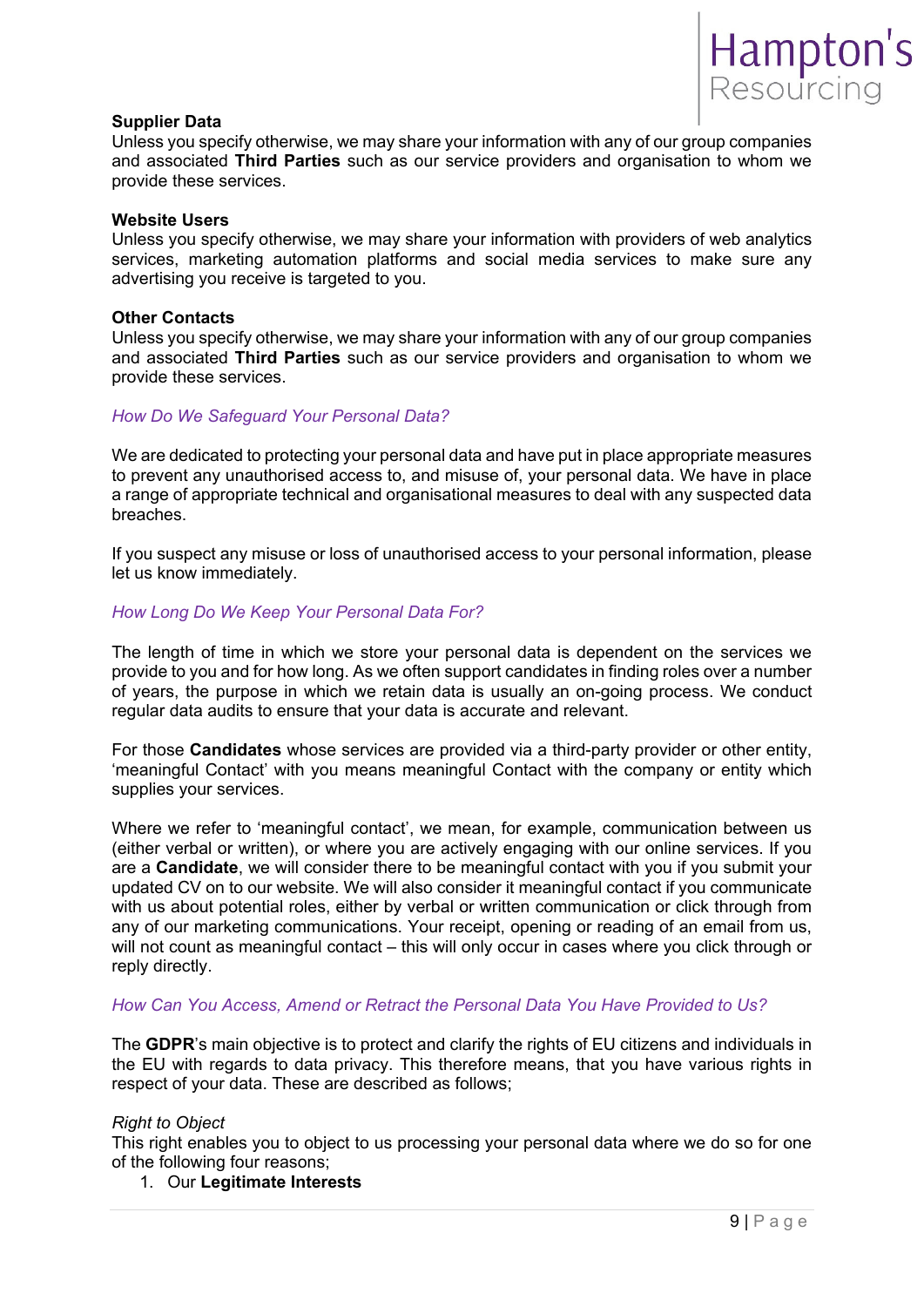**Supplier Data**
Unless you specify otherwise, we may share your information with any of our group companies and associated **Third Parties** such as our service providers and organisation to whom we provide these services.

**Website Users**
Unless you specify otherwise, we may share your information with providers of web analytics services, marketing automation platforms and social media services to make sure any advertising you receive is targeted to you.

**Other Contacts**
Unless you specify otherwise, we may share your information with any of our group companies and associated **Third Parties** such as our service providers and organisation to whom we provide these services.

### *How Do We Safeguard Your Personal Data?*

We are dedicated to protecting your personal data and have put in place appropriate measures to prevent any unauthorised access to, and misuse of, your personal data. We have in place a range of appropriate technical and organisational measures to deal with any suspected data breaches.

If you suspect any misuse or loss of unauthorised access to your personal information, please let us know immediately.

### *How Long Do We Keep Your Personal Data For?*

The length of time in which we store your personal data is dependent on the services we provide to you and for how long. As we often support candidates in finding roles over a number of years, the purpose in which we retain data is usually an on-going process. We conduct regular data audits to ensure that your data is accurate and relevant.

For those **Candidates** whose services are provided via a third-party provider or other entity, 'meaningful Contact' with you means meaningful Contact with the company or entity which supplies your services.

Where we refer to 'meaningful contact', we mean, for example, communication between us (either verbal or written), or where you are actively engaging with our online services. If you are a **Candidate**, we will consider there to be meaningful contact with you if you submit your updated CV on to our website. We will also consider it meaningful contact if you communicate with us about potential roles, either by verbal or written communication or click through from any of our marketing communications. Your receipt, opening or reading of an email from us, will not count as meaningful contact – this will only occur in cases where you click through or reply directly.

### *How Can You Access, Amend or Retract the Personal Data You Have Provided to Us?*

The **GDPR**'s main objective is to protect and clarify the rights of EU citizens and individuals in the EU with regards to data privacy. This therefore means, that you have various rights in respect of your data. These are described as follows;

*Right to Object*
This right enables you to object to us processing your personal data where we do so for one of the following four reasons;

1. Our **Legitimate Interests**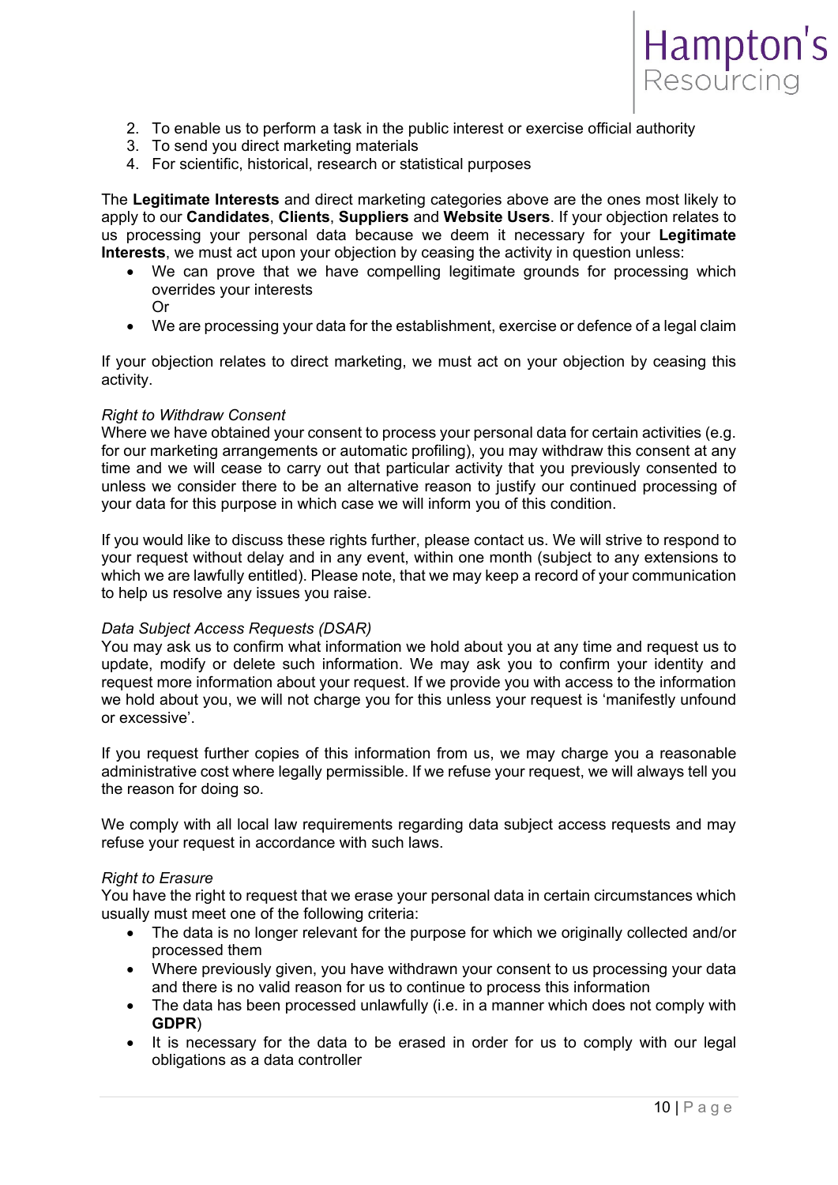2. To enable us to perform a task in the public interest or exercise official authority
3. To send you direct marketing materials
4. For scientific, historical, research or statistical purposes

The **Legitimate Interests** and direct marketing categories above are the ones most likely to apply to our **Candidates**, **Clients**, **Suppliers** and **Website Users**. If your objection relates to us processing your personal data because we deem it necessary for your **Legitimate Interests**, we must act upon your objection by ceasing the activity in question unless:

- We can prove that we have compelling legitimate grounds for processing which overrides your interests
  Or
- We are processing your data for the establishment, exercise or defence of a legal claim

If your objection relates to direct marketing, we must act on your objection by ceasing this activity.

*Right to Withdraw Consent*
Where we have obtained your consent to process your personal data for certain activities (e.g. for our marketing arrangements or automatic profiling), you may withdraw this consent at any time and we will cease to carry out that particular activity that you previously consented to unless we consider there to be an alternative reason to justify our continued processing of your data for this purpose in which case we will inform you of this condition.

If you would like to discuss these rights further, please contact us. We will strive to respond to your request without delay and in any event, within one month (subject to any extensions to which we are lawfully entitled). Please note, that we may keep a record of your communication to help us resolve any issues you raise.

*Data Subject Access Requests (DSAR)*
You may ask us to confirm what information we hold about you at any time and request us to update, modify or delete such information. We may ask you to confirm your identity and request more information about your request. If we provide you with access to the information we hold about you, we will not charge you for this unless your request is 'manifestly unfound or excessive'.

If you request further copies of this information from us, we may charge you a reasonable administrative cost where legally permissible. If we refuse your request, we will always tell you the reason for doing so.

We comply with all local law requirements regarding data subject access requests and may refuse your request in accordance with such laws.

*Right to Erasure*
You have the right to request that we erase your personal data in certain circumstances which usually must meet one of the following criteria:

- The data is no longer relevant for the purpose for which we originally collected and/or processed them
- Where previously given, you have withdrawn your consent to us processing your data and there is no valid reason for us to continue to process this information
- The data has been processed unlawfully (i.e. in a manner which does not comply with **GDPR**)
- It is necessary for the data to be erased in order for us to comply with our legal obligations as a data controller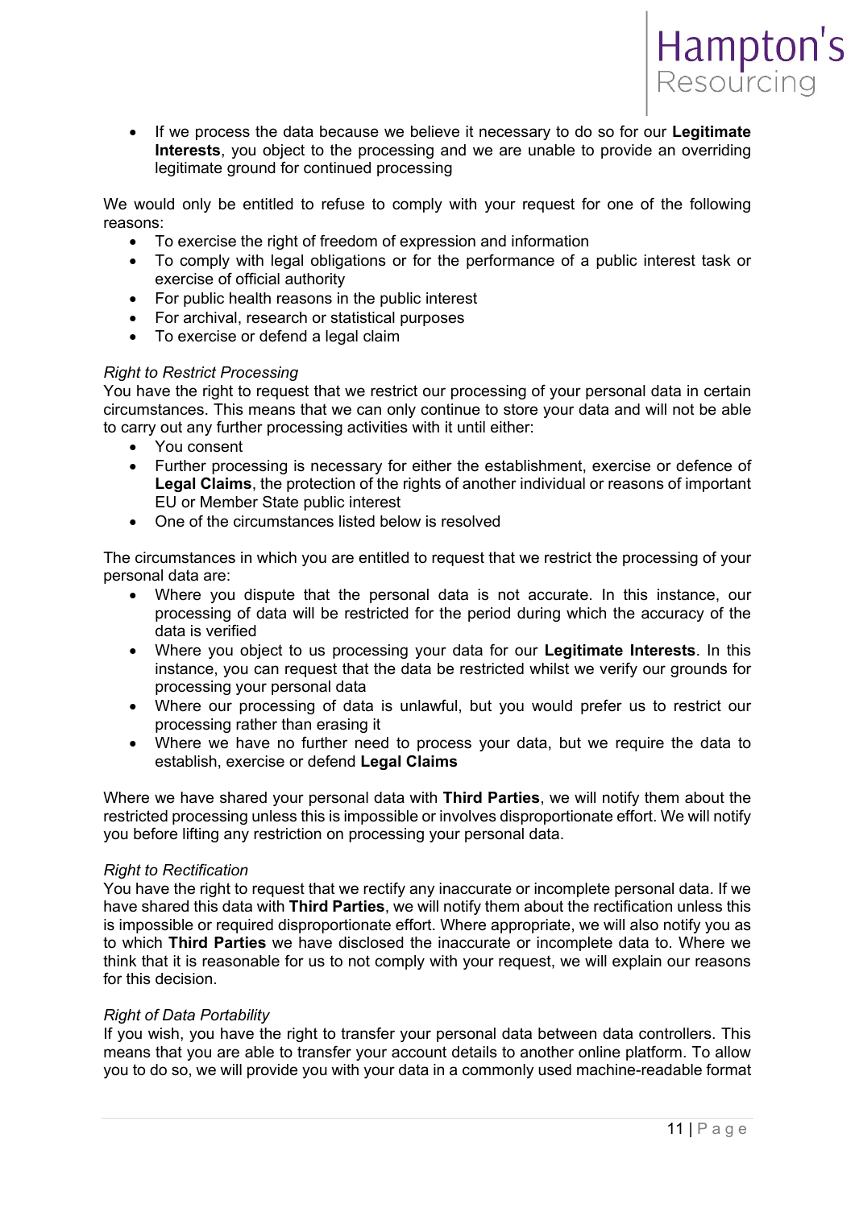- If we process the data because we believe it necessary to do so for our **Legitimate Interests**, you object to the processing and we are unable to provide an overriding legitimate ground for continued processing

We would only be entitled to refuse to comply with your request for one of the following reasons:

- To exercise the right of freedom of expression and information
- To comply with legal obligations or for the performance of a public interest task or exercise of official authority
- For public health reasons in the public interest
- For archival, research or statistical purposes
- To exercise or defend a legal claim

*Right to Restrict Processing*

You have the right to request that we restrict our processing of your personal data in certain circumstances. This means that we can only continue to store your data and will not be able to carry out any further processing activities with it until either:

- You consent
- Further processing is necessary for either the establishment, exercise or defence of **Legal Claims**, the protection of the rights of another individual or reasons of important EU or Member State public interest
- One of the circumstances listed below is resolved

The circumstances in which you are entitled to request that we restrict the processing of your personal data are:

- Where you dispute that the personal data is not accurate. In this instance, our processing of data will be restricted for the period during which the accuracy of the data is verified
- Where you object to us processing your data for our **Legitimate Interests**. In this instance, you can request that the data be restricted whilst we verify our grounds for processing your personal data
- Where our processing of data is unlawful, but you would prefer us to restrict our processing rather than erasing it
- Where we have no further need to process your data, but we require the data to establish, exercise or defend **Legal Claims**

Where we have shared your personal data with **Third Parties**, we will notify them about the restricted processing unless this is impossible or involves disproportionate effort. We will notify you before lifting any restriction on processing your personal data.

*Right to Rectification*

You have the right to request that we rectify any inaccurate or incomplete personal data. If we have shared this data with **Third Parties**, we will notify them about the rectification unless this is impossible or required disproportionate effort. Where appropriate, we will also notify you as to which **Third Parties** we have disclosed the inaccurate or incomplete data to. Where we think that it is reasonable for us to not comply with your request, we will explain our reasons for this decision.

*Right of Data Portability*

If you wish, you have the right to transfer your personal data between data controllers. This means that you are able to transfer your account details to another online platform. To allow you to do so, we will provide you with your data in a commonly used machine-readable format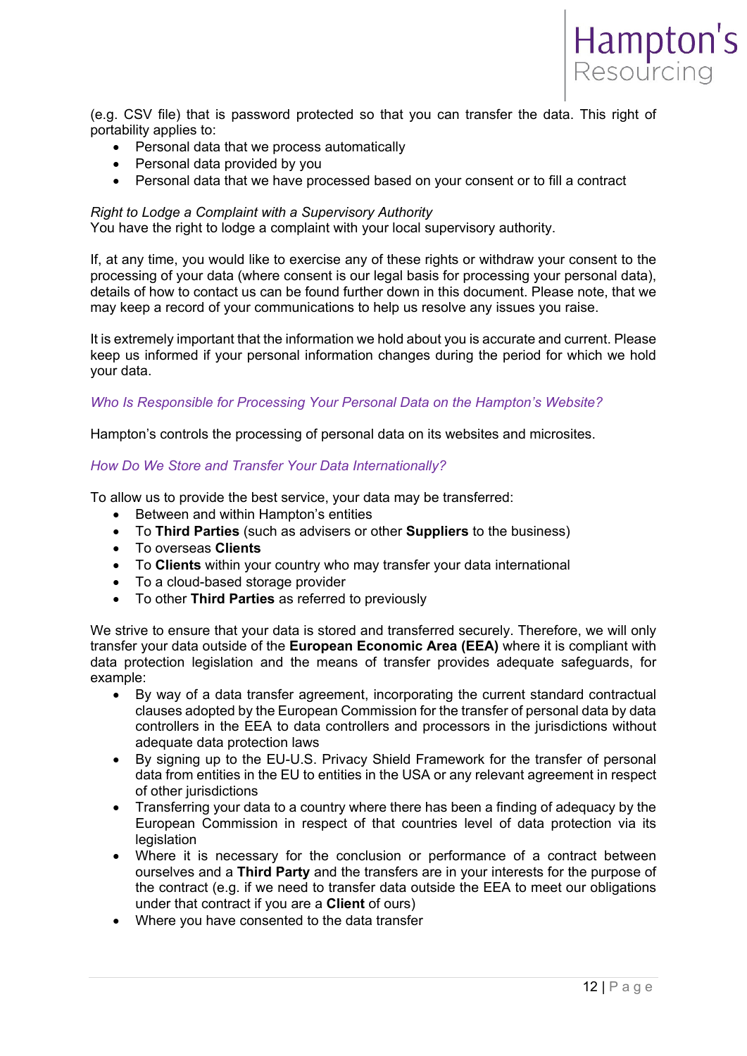(e.g. CSV file) that is password protected so that you can transfer the data. This right of portability applies to:

- Personal data that we process automatically
- Personal data provided by you
- Personal data that we have processed based on your consent or to fill a contract

*Right to Lodge a Complaint with a Supervisory Authority*
You have the right to lodge a complaint with your local supervisory authority.

If, at any time, you would like to exercise any of these rights or withdraw your consent to the processing of your data (where consent is our legal basis for processing your personal data), details of how to contact us can be found further down in this document. Please note, that we may keep a record of your communications to help us resolve any issues you raise.

It is extremely important that the information we hold about you is accurate and current. Please keep us informed if your personal information changes during the period for which we hold your data.

### *Who Is Responsible for Processing Your Personal Data on the Hampton's Website?*

Hampton's controls the processing of personal data on its websites and microsites.

### *How Do We Store and Transfer Your Data Internationally?*

To allow us to provide the best service, your data may be transferred:

- Between and within Hampton's entities
- To **Third Parties** (such as advisers or other **Suppliers** to the business)
- To overseas **Clients**
- To **Clients** within your country who may transfer your data international
- To a cloud-based storage provider
- To other **Third Parties** as referred to previously

We strive to ensure that your data is stored and transferred securely. Therefore, we will only transfer your data outside of the **European Economic Area (EEA)** where it is compliant with data protection legislation and the means of transfer provides adequate safeguards, for example:

- By way of a data transfer agreement, incorporating the current standard contractual clauses adopted by the European Commission for the transfer of personal data by data controllers in the EEA to data controllers and processors in the jurisdictions without adequate data protection laws
- By signing up to the EU-U.S. Privacy Shield Framework for the transfer of personal data from entities in the EU to entities in the USA or any relevant agreement in respect of other jurisdictions
- Transferring your data to a country where there has been a finding of adequacy by the European Commission in respect of that countries level of data protection via its legislation
- Where it is necessary for the conclusion or performance of a contract between ourselves and a **Third Party** and the transfers are in your interests for the purpose of the contract (e.g. if we need to transfer data outside the EEA to meet our obligations under that contract if you are a **Client** of ours)
- Where you have consented to the data transfer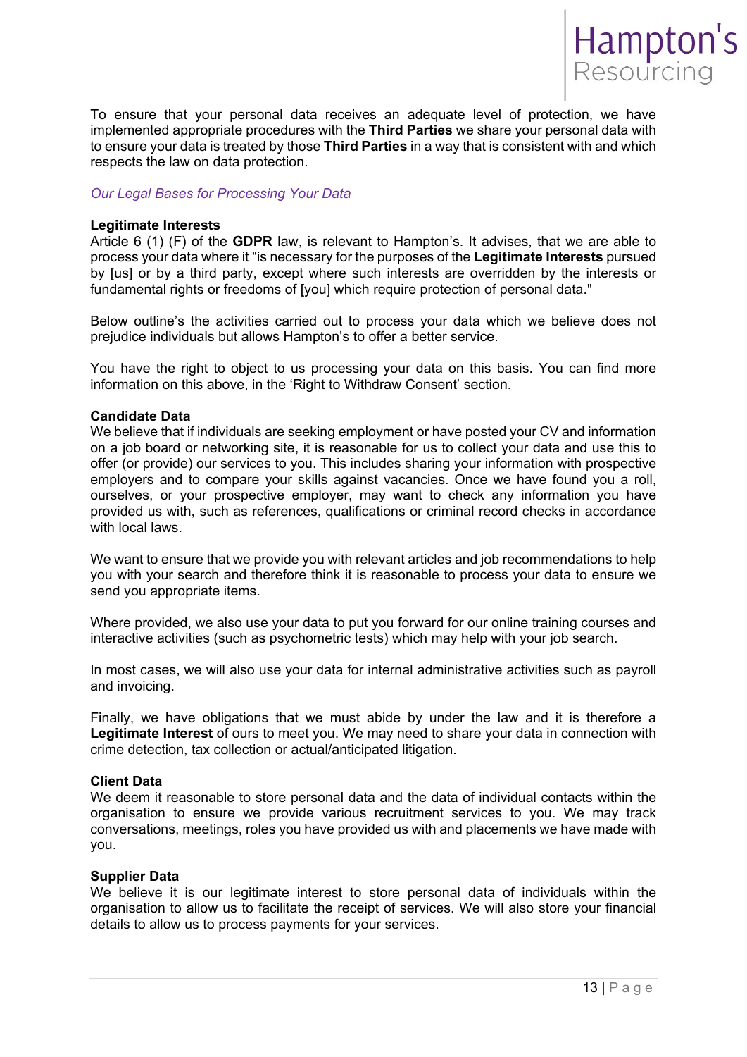To ensure that your personal data receives an adequate level of protection, we have implemented appropriate procedures with the **Third Parties** we share your personal data with to ensure your data is treated by those **Third Parties** in a way that is consistent with and which respects the law on data protection.

## *Our Legal Bases for Processing Your Data*

### Legitimate Interests

Article 6 (1) (F) of the **GDPR** law, is relevant to Hampton's. It advises, that we are able to process your data where it "is necessary for the purposes of the **Legitimate Interests** pursued by [us] or by a third party, except where such interests are overridden by the interests or fundamental rights or freedoms of [you] which require protection of personal data."

Below outline's the activities carried out to process your data which we believe does not prejudice individuals but allows Hampton's to offer a better service.

You have the right to object to us processing your data on this basis. You can find more information on this above, in the 'Right to Withdraw Consent' section.

### Candidate Data

We believe that if individuals are seeking employment or have posted your CV and information on a job board or networking site, it is reasonable for us to collect your data and use this to offer (or provide) our services to you. This includes sharing your information with prospective employers and to compare your skills against vacancies. Once we have found you a roll, ourselves, or your prospective employer, may want to check any information you have provided us with, such as references, qualifications or criminal record checks in accordance with local laws.

We want to ensure that we provide you with relevant articles and job recommendations to help you with your search and therefore think it is reasonable to process your data to ensure we send you appropriate items.

Where provided, we also use your data to put you forward for our online training courses and interactive activities (such as psychometric tests) which may help with your job search.

In most cases, we will also use your data for internal administrative activities such as payroll and invoicing.

Finally, we have obligations that we must abide by under the law and it is therefore a **Legitimate Interest** of ours to meet you. We may need to share your data in connection with crime detection, tax collection or actual/anticipated litigation.

### Client Data

We deem it reasonable to store personal data and the data of individual contacts within the organisation to ensure we provide various recruitment services to you. We may track conversations, meetings, roles you have provided us with and placements we have made with you.

### Supplier Data

We believe it is our legitimate interest to store personal data of individuals within the organisation to allow us to facilitate the receipt of services. We will also store your financial details to allow us to process payments for your services.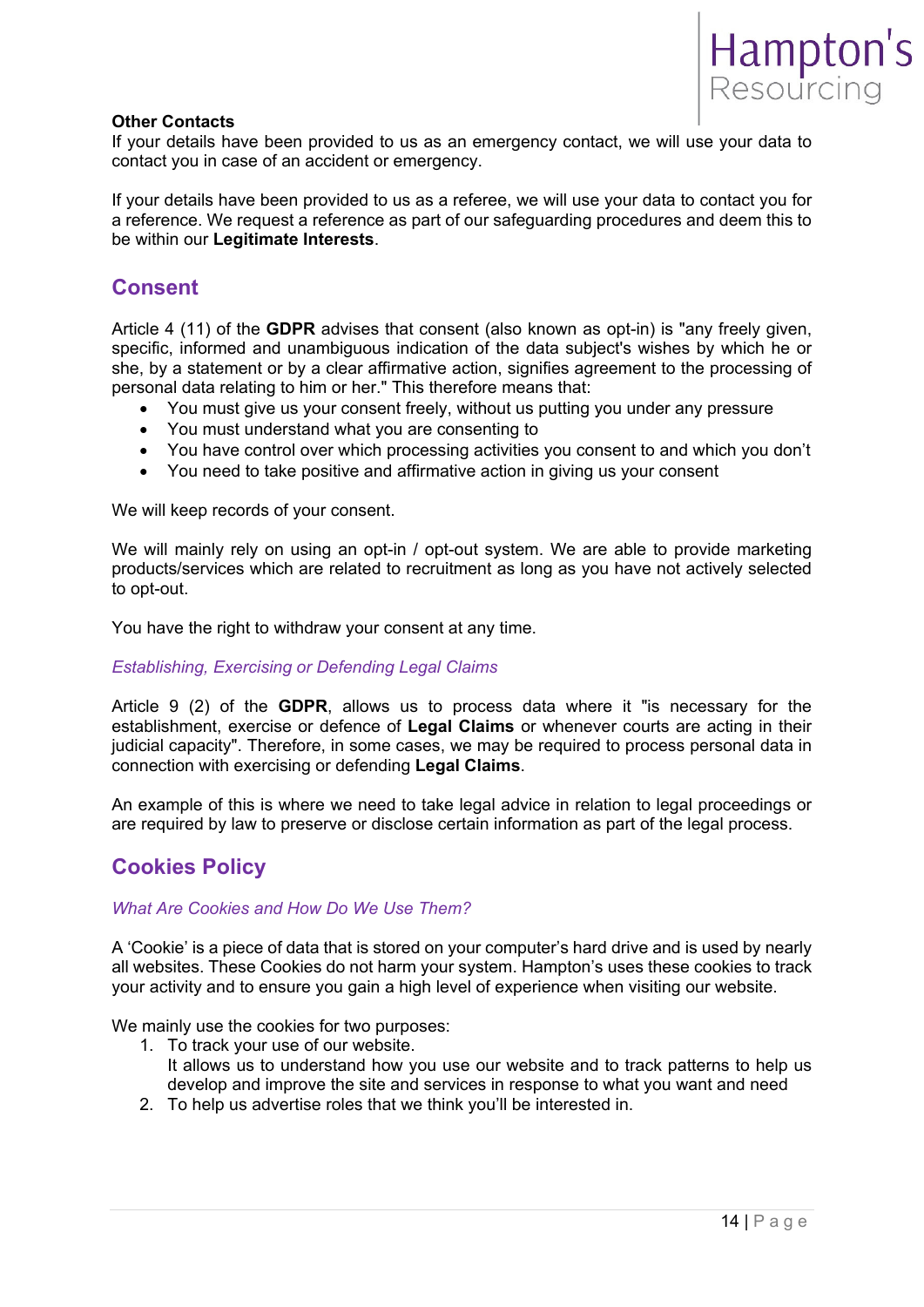**Other Contacts**

If your details have been provided to us as an emergency contact, we will use your data to contact you in case of an accident or emergency.

If your details have been provided to us as a referee, we will use your data to contact you for a reference. We request a reference as part of our safeguarding procedures and deem this to be within our **Legitimate Interests**.

## Consent

Article 4 (11) of the **GDPR** advises that consent (also known as opt-in) is "any freely given, specific, informed and unambiguous indication of the data subject's wishes by which he or she, by a statement or by a clear affirmative action, signifies agreement to the processing of personal data relating to him or her." This therefore means that:

- You must give us your consent freely, without us putting you under any pressure
- You must understand what you are consenting to
- You have control over which processing activities you consent to and which you don't
- You need to take positive and affirmative action in giving us your consent

We will keep records of your consent.

We will mainly rely on using an opt-in / opt-out system. We are able to provide marketing products/services which are related to recruitment as long as you have not actively selected to opt-out.

You have the right to withdraw your consent at any time.

### *Establishing, Exercising or Defending Legal Claims*

Article 9 (2) of the **GDPR**, allows us to process data where it "is necessary for the establishment, exercise or defence of **Legal Claims** or whenever courts are acting in their judicial capacity". Therefore, in some cases, we may be required to process personal data in connection with exercising or defending **Legal Claims**.

An example of this is where we need to take legal advice in relation to legal proceedings or are required by law to preserve or disclose certain information as part of the legal process.

## Cookies Policy

### *What Are Cookies and How Do We Use Them?*

A 'Cookie' is a piece of data that is stored on your computer's hard drive and is used by nearly all websites. These Cookies do not harm your system. Hampton's uses these cookies to track your activity and to ensure you gain a high level of experience when visiting our website.

We mainly use the cookies for two purposes:

1. To track your use of our website.
   It allows us to understand how you use our website and to track patterns to help us develop and improve the site and services in response to what you want and need
2. To help us advertise roles that we think you'll be interested in.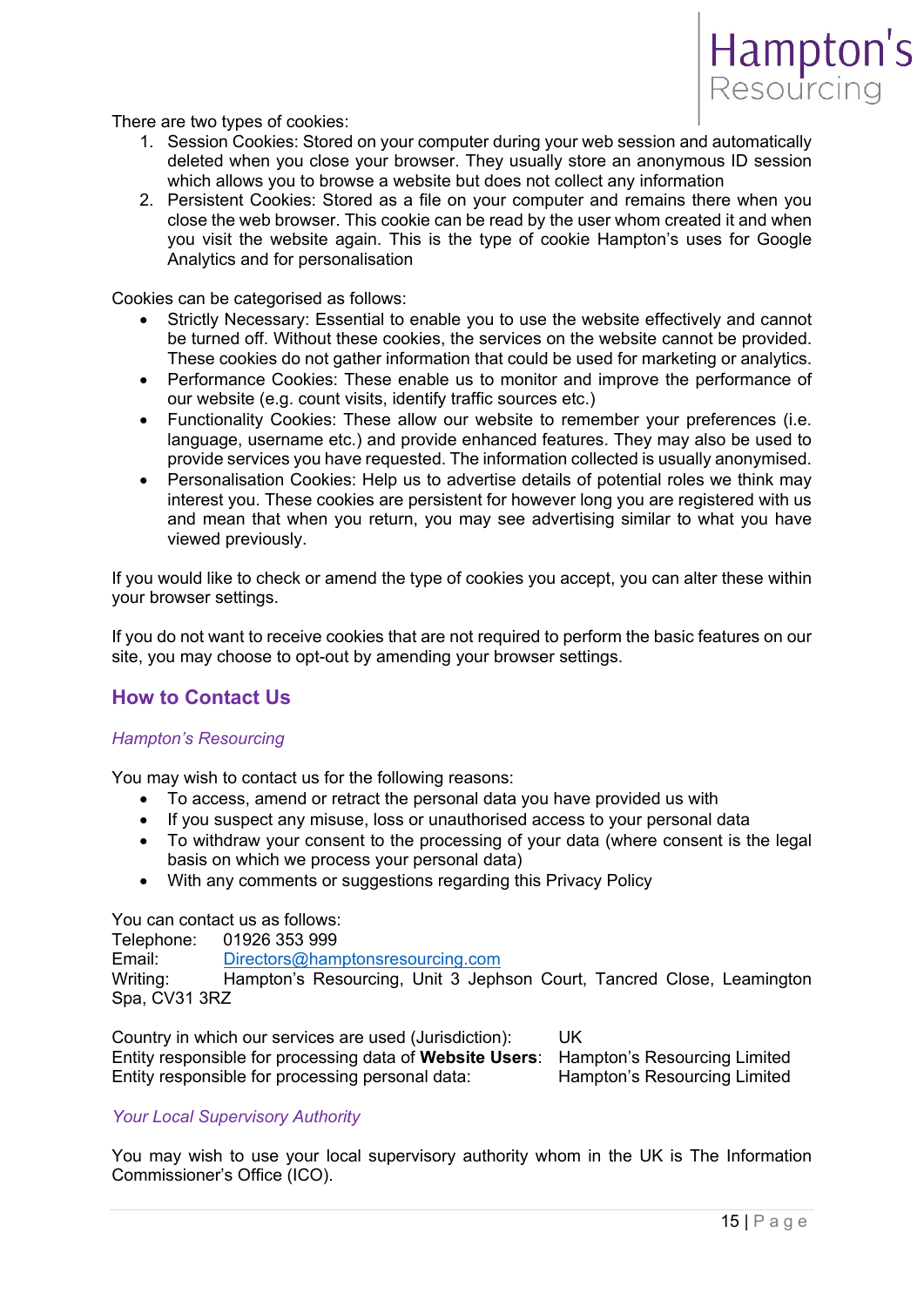There are two types of cookies:

1. Session Cookies: Stored on your computer during your web session and automatically deleted when you close your browser. They usually store an anonymous ID session which allows you to browse a website but does not collect any information
2. Persistent Cookies: Stored as a file on your computer and remains there when you close the web browser. This cookie can be read by the user whom created it and when you visit the website again. This is the type of cookie Hampton's uses for Google Analytics and for personalisation

Cookies can be categorised as follows:

- Strictly Necessary: Essential to enable you to use the website effectively and cannot be turned off. Without these cookies, the services on the website cannot be provided. These cookies do not gather information that could be used for marketing or analytics.
- Performance Cookies: These enable us to monitor and improve the performance of our website (e.g. count visits, identify traffic sources etc.)
- Functionality Cookies: These allow our website to remember your preferences (i.e. language, username etc.) and provide enhanced features. They may also be used to provide services you have requested. The information collected is usually anonymised.
- Personalisation Cookies: Help us to advertise details of potential roles we think may interest you. These cookies are persistent for however long you are registered with us and mean that when you return, you may see advertising similar to what you have viewed previously.

If you would like to check or amend the type of cookies you accept, you can alter these within your browser settings.

If you do not want to receive cookies that are not required to perform the basic features on our site, you may choose to opt-out by amending your browser settings.

## How to Contact Us

*Hampton's Resourcing*

You may wish to contact us for the following reasons:

- To access, amend or retract the personal data you have provided us with
- If you suspect any misuse, loss or unauthorised access to your personal data
- To withdraw your consent to the processing of your data (where consent is the legal basis on which we process your personal data)
- With any comments or suggestions regarding this Privacy Policy

You can contact us as follows:
Telephone: 01926 353 999
Email: Directors@hamptonsresourcing.com
Writing: Hampton's Resourcing, Unit 3 Jephson Court, Tancred Close, Leamington Spa, CV31 3RZ

Country in which our services are used (Jurisdiction): UK
Entity responsible for processing data of **Website Users**: Hampton's Resourcing Limited
Entity responsible for processing personal data: Hampton's Resourcing Limited

*Your Local Supervisory Authority*

You may wish to use your local supervisory authority whom in the UK is The Information Commissioner's Office (ICO).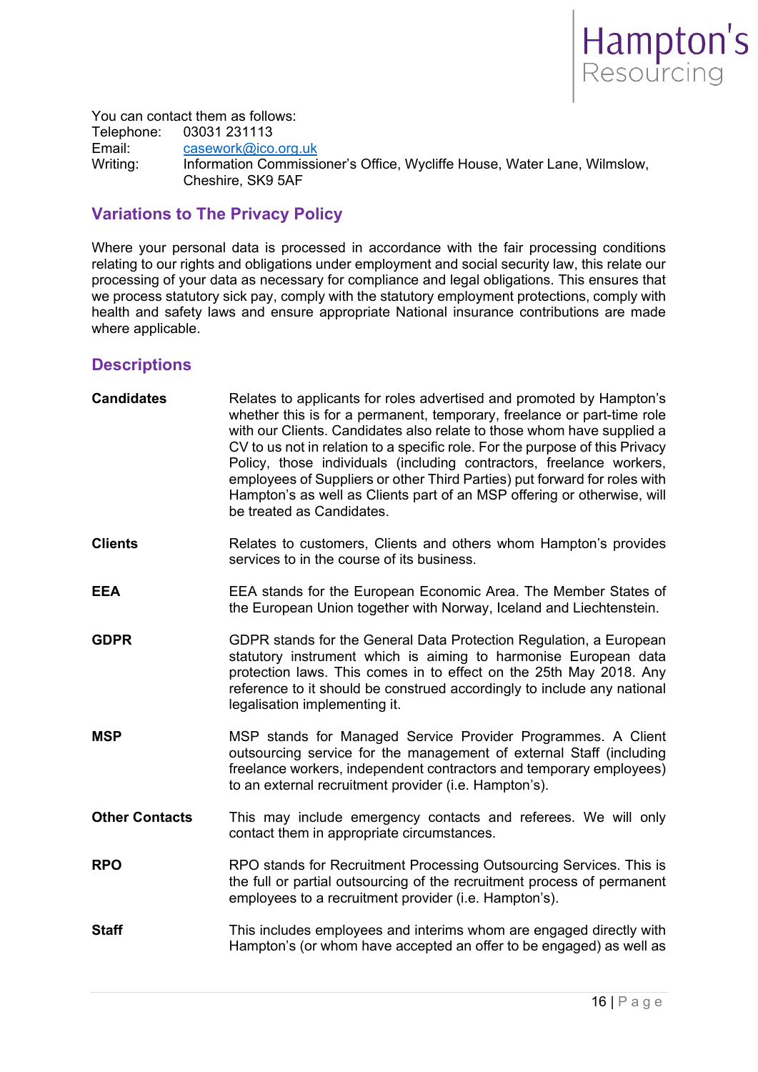You can contact them as follows:

Telephone: 03031 231113
Email: casework@ico.org.uk
Writing: Information Commissioner's Office, Wycliffe House, Water Lane, Wilmslow, Cheshire, SK9 5AF

## Variations to The Privacy Policy

Where your personal data is processed in accordance with the fair processing conditions relating to our rights and obligations under employment and social security law, this relate our processing of your data as necessary for compliance and legal obligations. This ensures that we process statutory sick pay, comply with the statutory employment protections, comply with health and safety laws and ensure appropriate National insurance contributions are made where applicable.

## Descriptions

**Candidates** Relates to applicants for roles advertised and promoted by Hampton's whether this is for a permanent, temporary, freelance or part-time role with our Clients. Candidates also relate to those whom have supplied a CV to us not in relation to a specific role. For the purpose of this Privacy Policy, those individuals (including contractors, freelance workers, employees of Suppliers or other Third Parties) put forward for roles with Hampton's as well as Clients part of an MSP offering or otherwise, will be treated as Candidates.

**Clients** Relates to customers, Clients and others whom Hampton's provides services to in the course of its business.

**EEA** EEA stands for the European Economic Area. The Member States of the European Union together with Norway, Iceland and Liechtenstein.

**GDPR** GDPR stands for the General Data Protection Regulation, a European statutory instrument which is aiming to harmonise European data protection laws. This comes in to effect on the 25th May 2018. Any reference to it should be construed accordingly to include any national legalisation implementing it.

**MSP** MSP stands for Managed Service Provider Programmes. A Client outsourcing service for the management of external Staff (including freelance workers, independent contractors and temporary employees) to an external recruitment provider (i.e. Hampton's).

**Other Contacts** This may include emergency contacts and referees. We will only contact them in appropriate circumstances.

**RPO** RPO stands for Recruitment Processing Outsourcing Services. This is the full or partial outsourcing of the recruitment process of permanent employees to a recruitment provider (i.e. Hampton's).

**Staff** This includes employees and interims whom are engaged directly with Hampton's (or whom have accepted an offer to be engaged) as well as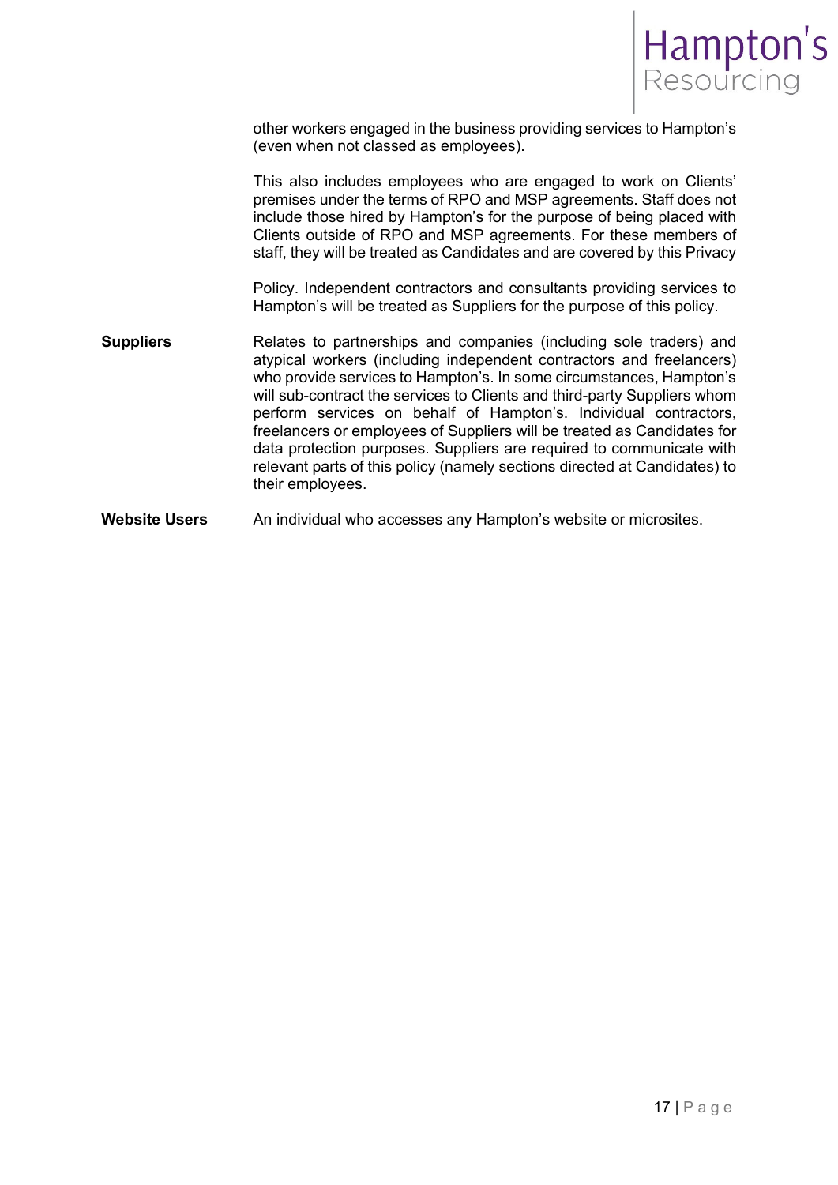other workers engaged in the business providing services to Hampton's (even when not classed as employees).

This also includes employees who are engaged to work on Clients' premises under the terms of RPO and MSP agreements. Staff does not include those hired by Hampton's for the purpose of being placed with Clients outside of RPO and MSP agreements. For these members of staff, they will be treated as Candidates and are covered by this Privacy

Policy. Independent contractors and consultants providing services to Hampton's will be treated as Suppliers for the purpose of this policy.

**Suppliers** Relates to partnerships and companies (including sole traders) and atypical workers (including independent contractors and freelancers) who provide services to Hampton's. In some circumstances, Hampton's will sub-contract the services to Clients and third-party Suppliers whom perform services on behalf of Hampton's. Individual contractors, freelancers or employees of Suppliers will be treated as Candidates for data protection purposes. Suppliers are required to communicate with relevant parts of this policy (namely sections directed at Candidates) to their employees.

**Website Users** An individual who accesses any Hampton's website or microsites.